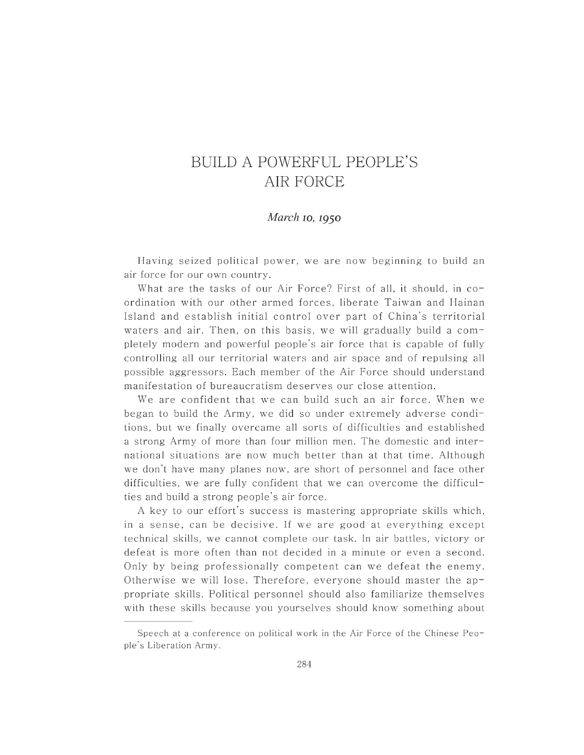# BUILD A POWERFUL PEOPLE'S AIR FORCE

*March 10, 1950*

Having seized political power, we are now beginning to build an air force for our own country.

What are the tasks of our Air Force? First of all, it should, in co-ordination with our other armed forces, liberate Taiwan and Hainan Island and establish initial control over part of China's territorial waters and air. Then, on this basis, we will gradually build a completely modern and powerful people's air force that is capable of fully controlling all our territorial waters and air space and of repulsing all possible aggressors. Each member of the Air Force should understand manifestation of bureaucratism deserves our close attention.

We are confident that we can build such an air force. When we began to build the Army, we did so under extremely adverse conditions, but we finally overcame all sorts of difficulties and established a strong Army of more than four million men. The domestic and international situations are now much better than at that time. Although we don't have many planes now, are short of personnel and face other difficulties, we are fully confident that we can overcome the difficulties and build a strong people's air force.

A key to our effort's success is mastering appropriate skills which, in a sense, can be decisive. If we are good at everything except technical skills, we cannot complete our task. In air battles, victory or defeat is more often than not decided in a minute or even a second. Only by being professionally competent can we defeat the enemy. Otherwise we will lose. Therefore, everyone should master the appropriate skills. Political personnel should also familiarize themselves with these skills because you yourselves should know something about

---

Speech at a conference on political work in the Air Force of the Chinese People's Liberation Army.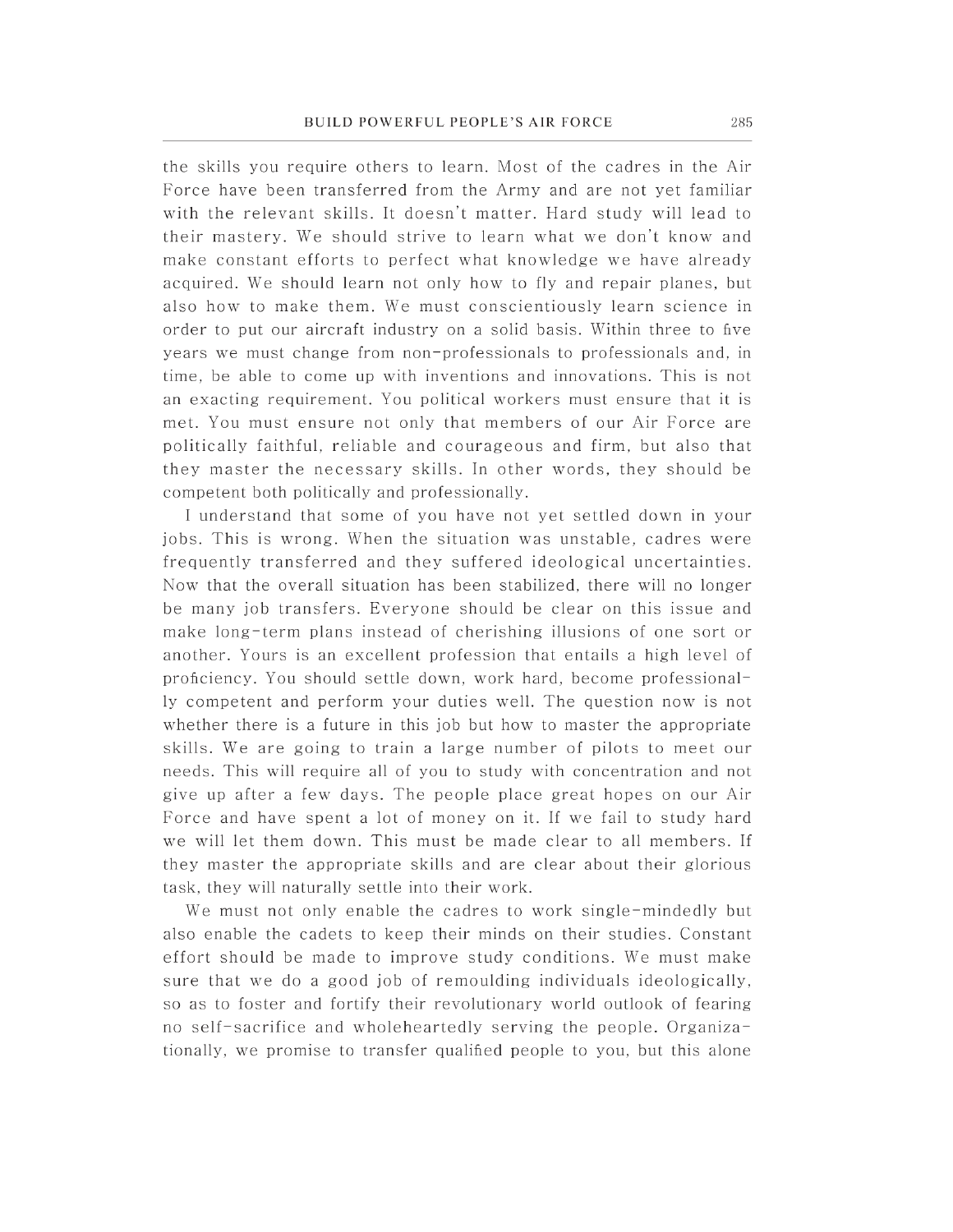the skills you require others to learn. Most of the cadres in the Air Force have been transferred from the Army and are not yet familiar with the relevant skills. It doesn't matter. Hard study will lead to their mastery. We should strive to learn what we don't know and make constant efforts to perfect what knowledge we have already acquired. We should learn not only how to fly and repair planes, but also how to make them. We must conscientiously learn science in order to put our aircraft industry on a solid basis. Within three to five years we must change from non-professionals to professionals and, in time, be able to come up with inventions and innovations. This is not an exacting requirement. You political workers must ensure that it is met. You must ensure not only that members of our Air Force are politically faithful, reliable and courageous and firm, but also that they master the necessary skills. In other words, they should be competent both politically and professionally.

I understand that some of you have not yet settled down in your jobs. This is wrong. When the situation was unstable, cadres were frequently transferred and they suffered ideological uncertainties. Now that the overall situation has been stabilized, there will no longer be many job transfers. Everyone should be clear on this issue and make long-term plans instead of cherishing illusions of one sort or another. Yours is an excellent profession that entails a high level of proficiency. You should settle down, work hard, become professionally competent and perform your duties well. The question now is not whether there is a future in this job but how to master the appropriate skills. We are going to train a large number of pilots to meet our needs. This will require all of you to study with concentration and not give up after a few days. The people place great hopes on our Air Force and have spent a lot of money on it. If we fail to study hard we will let them down. This must be made clear to all members. If they master the appropriate skills and are clear about their glorious task, they will naturally settle into their work.

We must not only enable the cadres to work single-mindedly but also enable the cadets to keep their minds on their studies. Constant effort should be made to improve study conditions. We must make sure that we do a good job of remoulding individuals ideologically, so as to foster and fortify their revolutionary world outlook of fearing no self-sacrifice and wholeheartedly serving the people. Organizationally, we promise to transfer qualified people to you, but this alone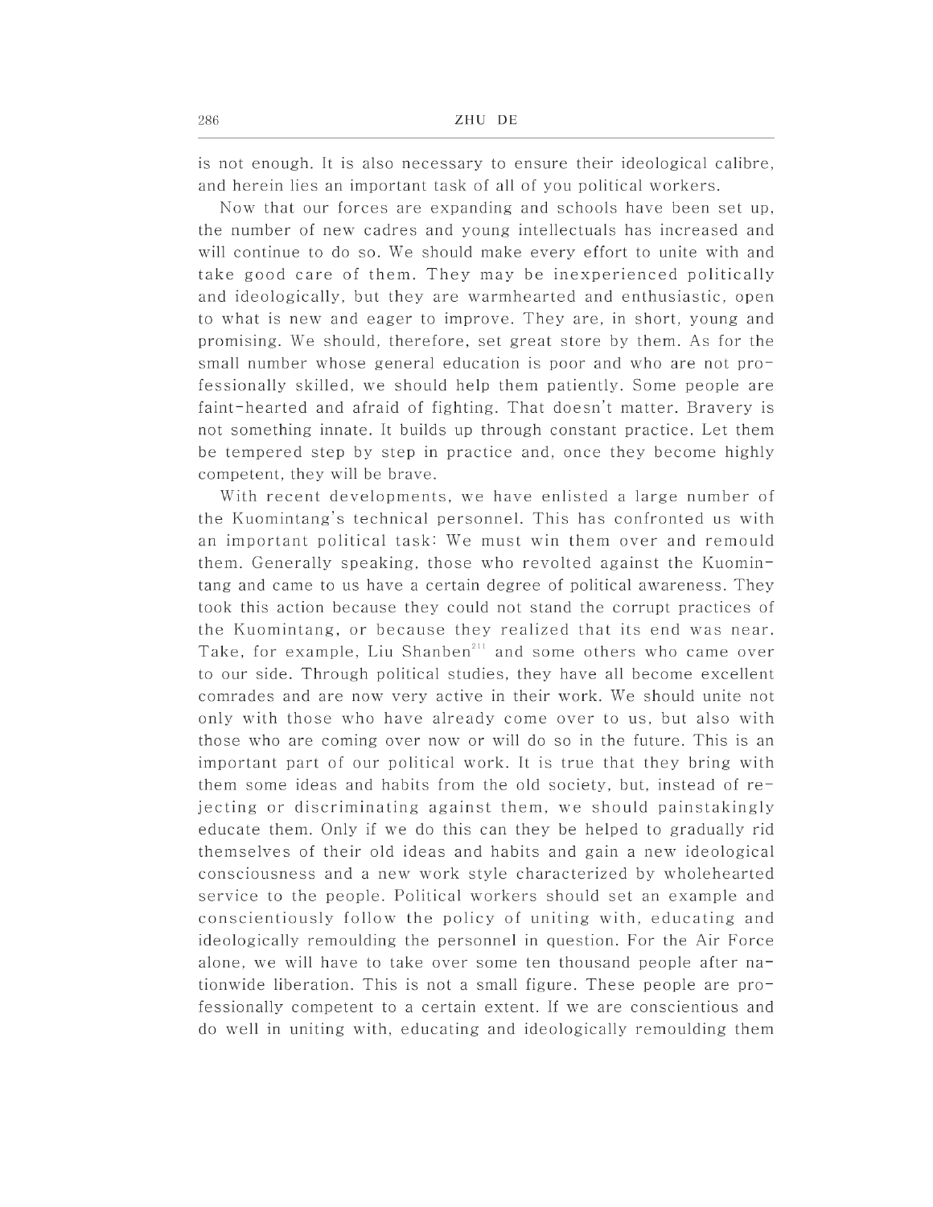is not enough. It is also necessary to ensure their ideological calibre, and herein lies an important task of all of you political workers.

Now that our forces are expanding and schools have been set up, the number of new cadres and young intellectuals has increased and will continue to do so. We should make every effort to unite with and take good care of them. They may be inexperienced politically and ideologically, but they are warmhearted and enthusiastic, open to what is new and eager to improve. They are, in short, young and promising. We should, therefore, set great store by them. As for the small number whose general education is poor and who are not professionally skilled, we should help them patiently. Some people are faint-hearted and afraid of fighting. That doesn't matter. Bravery is not something innate. It builds up through constant practice. Let them be tempered step by step in practice and, once they become highly competent, they will be brave.

With recent developments, we have enlisted a large number of the Kuomintang's technical personnel. This has confronted us with an important political task: We must win them over and remould them. Generally speaking, those who revolted against the Kuomintang and came to us have a certain degree of political awareness. They took this action because they could not stand the corrupt practices of the Kuomintang, or because they realized that its end was near. Take, for example, Liu Shanben[211] and some others who came over to our side. Through political studies, they have all become excellent comrades and are now very active in their work. We should unite not only with those who have already come over to us, but also with those who are coming over now or will do so in the future. This is an important part of our political work. It is true that they bring with them some ideas and habits from the old society, but, instead of rejecting or discriminating against them, we should painstakingly educate them. Only if we do this can they be helped to gradually rid themselves of their old ideas and habits and gain a new ideological consciousness and a new work style characterized by wholehearted service to the people. Political workers should set an example and conscientiously follow the policy of uniting with, educating and ideologically remoulding the personnel in question. For the Air Force alone, we will have to take over some ten thousand people after nationwide liberation. This is not a small figure. These people are professionally competent to a certain extent. If we are conscientious and do well in uniting with, educating and ideologically remoulding them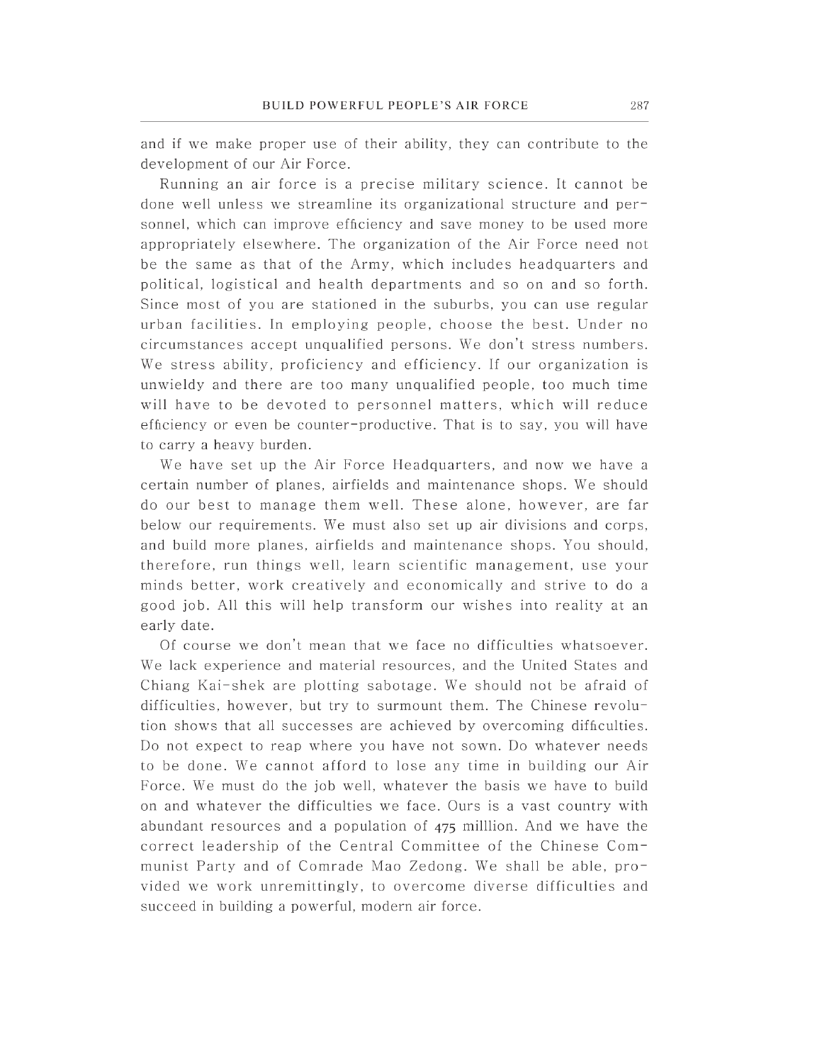and if we make proper use of their ability, they can contribute to the development of our Air Force.

Running an air force is a precise military science. It cannot be done well unless we streamline its organizational structure and personnel, which can improve efficiency and save money to be used more appropriately elsewhere. The organization of the Air Force need not be the same as that of the Army, which includes headquarters and political, logistical and health departments and so on and so forth. Since most of you are stationed in the suburbs, you can use regular urban facilities. In employing people, choose the best. Under no circumstances accept unqualified persons. We don't stress numbers. We stress ability, proficiency and efficiency. If our organization is unwieldy and there are too many unqualified people, too much time will have to be devoted to personnel matters, which will reduce efficiency or even be counter-productive. That is to say, you will have to carry a heavy burden.

We have set up the Air Force Headquarters, and now we have a certain number of planes, airfields and maintenance shops. We should do our best to manage them well. These alone, however, are far below our requirements. We must also set up air divisions and corps, and build more planes, airfields and maintenance shops. You should, therefore, run things well, learn scientific management, use your minds better, work creatively and economically and strive to do a good job. All this will help transform our wishes into reality at an early date.

Of course we don't mean that we face no difficulties whatsoever. We lack experience and material resources, and the United States and Chiang Kai-shek are plotting sabotage. We should not be afraid of difficulties, however, but try to surmount them. The Chinese revolution shows that all successes are achieved by overcoming difficulties. Do not expect to reap where you have not sown. Do whatever needs to be done. We cannot afford to lose any time in building our Air Force. We must do the job well, whatever the basis we have to build on and whatever the difficulties we face. Ours is a vast country with abundant resources and a population of 475 milllion. And we have the correct leadership of the Central Committee of the Chinese Communist Party and of Comrade Mao Zedong. We shall be able, provided we work unremittingly, to overcome diverse difficulties and succeed in building a powerful, modern air force.